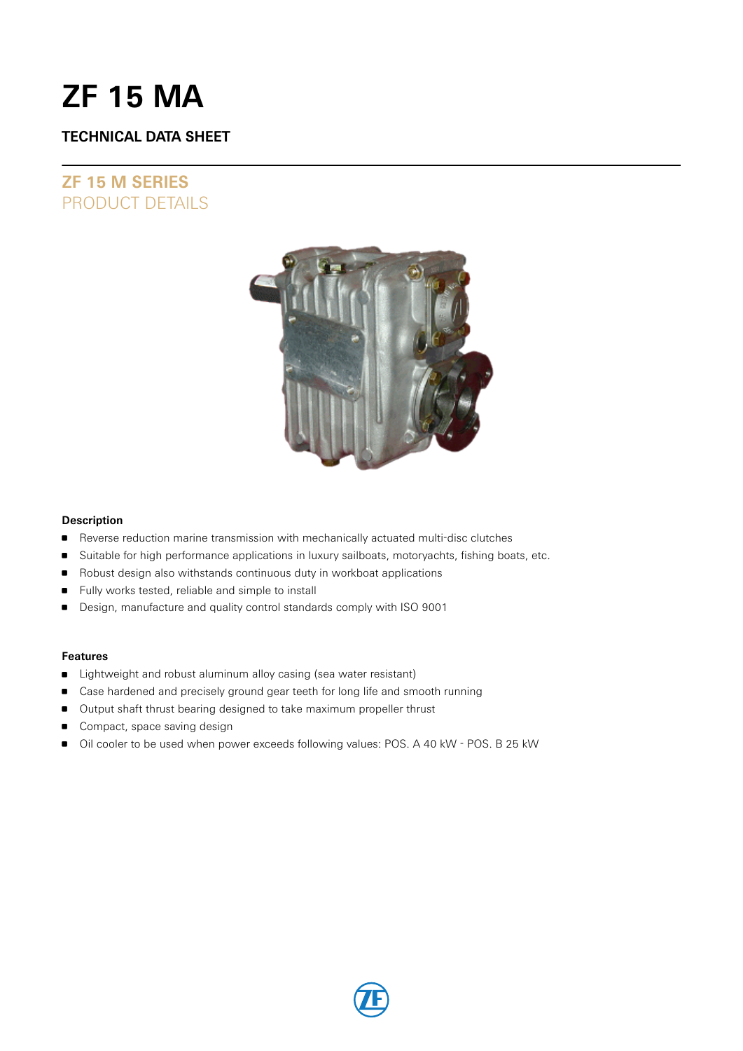# ZF 15 MA

## TECHNICAL DATA SHEET

## ZF 15 M SERIES
PRODUCT DETAILS

### Description

- Reverse reduction marine transmission with mechanically actuated multi-disc clutches
- Suitable for high performance applications in luxury sailboats, motoryachts, fishing boats, etc.
- Robust design also withstands continuous duty in workboat applications
- Fully works tested, reliable and simple to install
- Design, manufacture and quality control standards comply with ISO 9001

### Features

- Lightweight and robust aluminum alloy casing (sea water resistant)
- Case hardened and precisely ground gear teeth for long life and smooth running
- Output shaft thrust bearing designed to take maximum propeller thrust
- Compact, space saving design
- Oil cooler to be used when power exceeds following values: POS. A 40 kW - POS. B 25 kW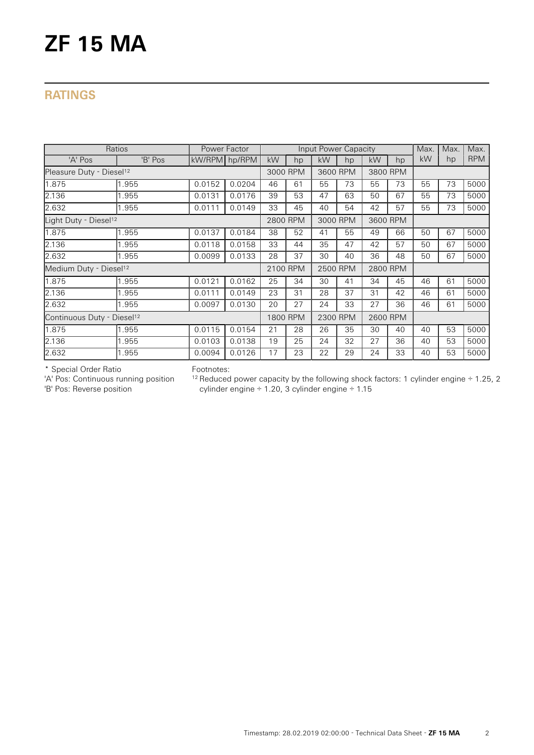# ZF 15 MA

## RATINGS

| Ratios | | Power Factor | | Input Power Capacity | | | | | | Max. | Max. | Max. |
|---|---|---|---|---|---|---|---|---|---|---|---|---|
| 'A' Pos | 'B' Pos | kW/RPM | hp/RPM | kW | hp | kW | hp | kW | hp | kW | hp | RPM |
| Pleasure Duty - Diesel[12] | | | | 3000 RPM | | 3600 RPM | | 3800 RPM | | | | |
| 1.875 | 1.955 | 0.0152 | 0.0204 | 46 | 61 | 55 | 73 | 55 | 73 | 55 | 73 | 5000 |
| 2.136 | 1.955 | 0.0131 | 0.0176 | 39 | 53 | 47 | 63 | 50 | 67 | 55 | 73 | 5000 |
| 2.632 | 1.955 | 0.0111 | 0.0149 | 33 | 45 | 40 | 54 | 42 | 57 | 55 | 73 | 5000 |
| Light Duty - Diesel[12] | | | | 2800 RPM | | 3000 RPM | | 3600 RPM | | | | |
| 1.875 | 1.955 | 0.0137 | 0.0184 | 38 | 52 | 41 | 55 | 49 | 66 | 50 | 67 | 5000 |
| 2.136 | 1.955 | 0.0118 | 0.0158 | 33 | 44 | 35 | 47 | 42 | 57 | 50 | 67 | 5000 |
| 2.632 | 1.955 | 0.0099 | 0.0133 | 28 | 37 | 30 | 40 | 36 | 48 | 50 | 67 | 5000 |
| Medium Duty - Diesel[12] | | | | 2100 RPM | | 2500 RPM | | 2800 RPM | | | | |
| 1.875 | 1.955 | 0.0121 | 0.0162 | 25 | 34 | 30 | 41 | 34 | 45 | 46 | 61 | 5000 |
| 2.136 | 1.955 | 0.0111 | 0.0149 | 23 | 31 | 28 | 37 | 31 | 42 | 46 | 61 | 5000 |
| 2.632 | 1.955 | 0.0097 | 0.0130 | 20 | 27 | 24 | 33 | 27 | 36 | 46 | 61 | 5000 |
| Continuous Duty - Diesel[12] | | | | 1800 RPM | | 2300 RPM | | 2600 RPM | | | | |
| 1.875 | 1.955 | 0.0115 | 0.0154 | 21 | 28 | 26 | 35 | 30 | 40 | 40 | 53 | 5000 |
| 2.136 | 1.955 | 0.0103 | 0.0138 | 19 | 25 | 24 | 32 | 27 | 36 | 40 | 53 | 5000 |
| 2.632 | 1.955 | 0.0094 | 0.0126 | 17 | 23 | 22 | 29 | 24 | 33 | 40 | 53 | 5000 |

* Special Order Ratio
'A' Pos: Continuous running position
'B' Pos: Reverse position

Footnotes:
[12] Reduced power capacity by the following shock factors: 1 cylinder engine ÷ 1.25, 2 cylinder engine ÷ 1.20, 3 cylinder engine ÷ 1.15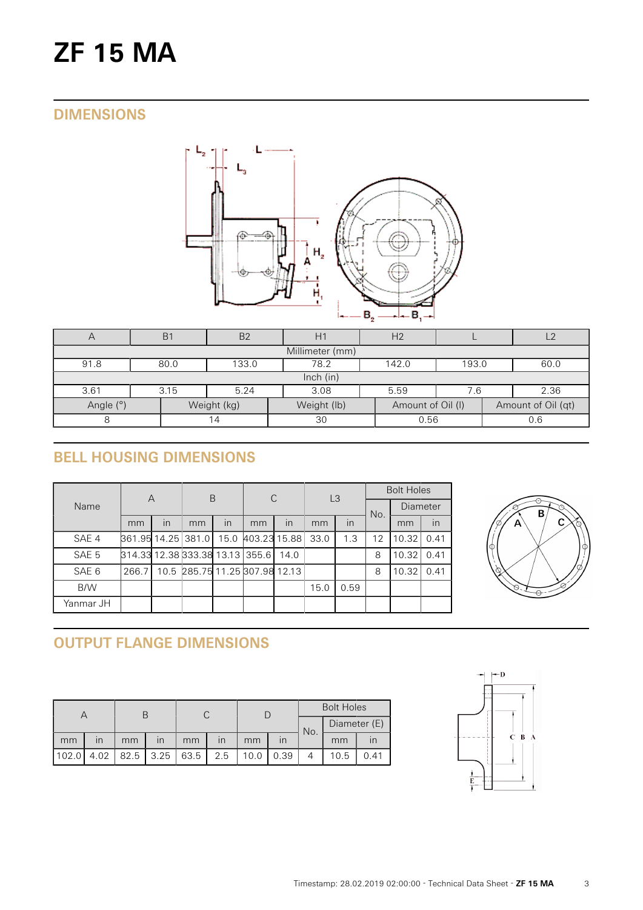# ZF 15 MA

## DIMENSIONS

L2
L
L3
H2
A
H1
B2
B1

| A | B1 | B2 | H1 | H2 | L | L2 |
|---|---|---|---|---|---|---|
| Millimeter (mm) | | | | | | |
| 91.8 | 80.0 | 133.0 | 78.2 | 142.0 | 193.0 | 60.0 |
| Inch (in) | | | | | | |
| 3.61 | 3.15 | 5.24 | 3.08 | 5.59 | 7.6 | 2.36 |

| Angle (°) | Weight (kg) | Weight (lb) | Amount of Oil (l) | Amount of Oil (qt) |
|---|---|---|---|---|
| 8 | 14 | 30 | 0.56 | 0.6 |

## BELL HOUSING DIMENSIONS

| Name | A | | B | | C | | L3 | | Bolt Holes | | |
|---|---|---|---|---|---|---|---|---|---|---|---|
| | | | | | | | | | No. | Diameter | |
| | mm | in | mm | in | mm | in | mm | in | | mm | in |
| SAE 4 | 361.95 | 14.25 | 381.0 | 15.0 | 403.23 | 15.88 | 33.0 | 1.3 | 12 | 10.32 | 0.41 |
| SAE 5 | 314.33 | 12.38 | 333.38 | 13.13 | 355.6 | 14.0 | | | 8 | 10.32 | 0.41 |
| SAE 6 | 266.7 | 10.5 | 285.75 | 11.25 | 307.98 | 12.13 | | | 8 | 10.32 | 0.41 |
| B/W | | | | | | | 15.0 | 0.59 | | | |
| Yanmar JH | | | | | | | | | | | |

A
B
C

## OUTPUT FLANGE DIMENSIONS

| A | | B | | C | | D | | Bolt Holes | | |
|---|---|---|---|---|---|---|---|---|---|---|
| | | | | | | | | No. | Diameter (E) | |
| mm | in | mm | in | mm | in | mm | in | | mm | in |
| 102.0 | 4.02 | 82.5 | 3.25 | 63.5 | 2.5 | 10.0 | 0.39 | 4 | 10.5 | 0.41 |

D
C B A
E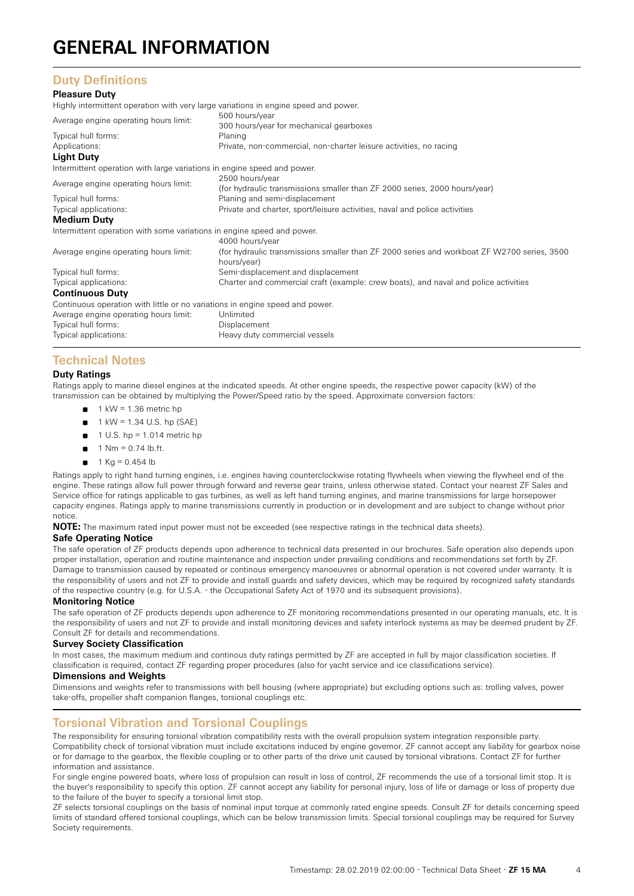# GENERAL INFORMATION

## Duty Definitions

### Pleasure Duty

Highly intermittent operation with very large variations in engine speed and power.

| | |
|---|---|
| Average engine operating hours limit: | 500 hours/year<br>300 hours/year for mechanical gearboxes |
| Typical hull forms: | Planing |
| Applications: | Private, non-commercial, non-charter leisure activities, no racing |

### Light Duty

Intermittent operation with large variations in engine speed and power.

| | |
|---|---|
| Average engine operating hours limit: | 2500 hours/year<br>(for hydraulic transmissions smaller than ZF 2000 series, 2000 hours/year) |
| Typical hull forms: | Planing and semi-displacement |
| Typical applications: | Private and charter, sport/leisure activities, naval and police activities |

### Medium Duty

Intermittent operation with some variations in engine speed and power.

| | |
|---|---|
| Average engine operating hours limit: | 4000 hours/year<br>(for hydraulic transmissions smaller than ZF 2000 series and workboat ZF W2700 series, 3500 hours/year) |
| Typical hull forms: | Semi-displacement and displacement |
| Typical applications: | Charter and commercial craft (example: crew boats), and naval and police activities |

### Continuous Duty

Continuous operation with little or no variations in engine speed and power.

| | |
|---|---|
| Average engine operating hours limit: | Unlimited |
| Typical hull forms: | Displacement |
| Typical applications: | Heavy duty commercial vessels |

## Technical Notes

### Duty Ratings

Ratings apply to marine diesel engines at the indicated speeds. At other engine speeds, the respective power capacity (kW) of the transmission can be obtained by multiplying the Power/Speed ratio by the speed. Approximate conversion factors:

- 1 kW = 1.36 metric hp
- 1 kW = 1.34 U.S. hp (SAE)
- 1 U.S. hp = 1.014 metric hp
- 1 Nm = 0.74 lb.ft.
- 1 Kg = 0.454 lb

Ratings apply to right hand turning engines, i.e. engines having counterclockwise rotating flywheels when viewing the flywheel end of the engine. These ratings allow full power through forward and reverse gear trains, unless otherwise stated. Contact your nearest ZF Sales and Service office for ratings applicable to gas turbines, as well as left hand turning engines, and marine transmissions for large horsepower capacity engines. Ratings apply to marine transmissions currently in production or in development and are subject to change without prior notice.

**NOTE:** The maximum rated input power must not be exceeded (see respective ratings in the technical data sheets).

### Safe Operating Notice

The safe operation of ZF products depends upon adherence to technical data presented in our brochures. Safe operation also depends upon proper installation, operation and routine maintenance and inspection under prevailing conditions and recommendations set forth by ZF. Damage to transmission caused by repeated or continous emergency manoeuvres or abnormal operation is not covered under warranty. It is the responsibility of users and not ZF to provide and install guards and safety devices, which may be required by recognized safety standards of the respective country (e.g. for U.S.A. - the Occupational Safety Act of 1970 and its subsequent provisions).

### Monitoring Notice

The safe operation of ZF products depends upon adherence to ZF monitoring recommendations presented in our operating manuals, etc. It is the responsibility of users and not ZF to provide and install monitoring devices and safety interlock systems as may be deemed prudent by ZF. Consult ZF for details and recommendations.

### Survey Society Classification

In most cases, the maximum medium and continous duty ratings permitted by ZF are accepted in full by major classification societies. If classification is required, contact ZF regarding proper procedures (also for yacht service and ice classifications service).

### Dimensions and Weights

Dimensions and weights refer to transmissions with bell housing (where appropriate) but excluding options such as: trolling valves, power take-offs, propeller shaft companion flanges, torsional couplings etc.

## Torsional Vibration and Torsional Couplings

The responsibility for ensuring torsional vibration compatibility rests with the overall propulsion system integration responsible party. Compatibility check of torsional vibration must include excitations induced by engine governor. ZF cannot accept any liability for gearbox noise or for damage to the gearbox, the flexible coupling or to other parts of the drive unit caused by torsional vibrations. Contact ZF for further information and assistance.

For single engine powered boats, where loss of propulsion can result in loss of control, ZF recommends the use of a torsional limit stop. It is the buyer's responsibility to specify this option. ZF cannot accept any liability for personal injury, loss of life or damage or loss of property due to the failure of the buyer to specify a torsional limit stop.

ZF selects torsional couplings on the basis of nominal input torque at commonly rated engine speeds. Consult ZF for details concerning speed limits of standard offered torsional couplings, which can be below transmission limits. Special torsional couplings may be required for Survey Society requirements.